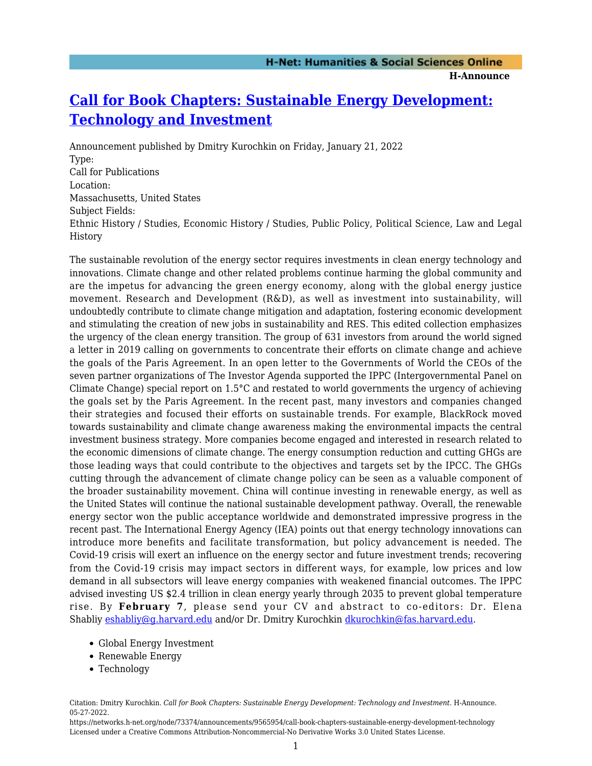# Call for Book Chapters: Sustainable Energy Development: Technology and Investment

Announcement published by Dmitry Kurochkin on Friday, January 21, 2022

Type:
Call for Publications

Location:
Massachusetts, United States

Subject Fields:
Ethnic History / Studies, Economic History / Studies, Public Policy, Political Science, Law and Legal History

The sustainable revolution of the energy sector requires investments in clean energy technology and innovations. Climate change and other related problems continue harming the global community and are the impetus for advancing the green energy economy, along with the global energy justice movement. Research and Development (R&D), as well as investment into sustainability, will undoubtedly contribute to climate change mitigation and adaptation, fostering economic development and stimulating the creation of new jobs in sustainability and RES. This edited collection emphasizes the urgency of the clean energy transition. The group of 631 investors from around the world signed a letter in 2019 calling on governments to concentrate their efforts on climate change and achieve the goals of the Paris Agreement. In an open letter to the Governments of World the CEOs of the seven partner organizations of The Investor Agenda supported the IPPC (Intergovernmental Panel on Climate Change) special report on 1.5°C and restated to world governments the urgency of achieving the goals set by the Paris Agreement. In the recent past, many investors and companies changed their strategies and focused their efforts on sustainable trends. For example, BlackRock moved towards sustainability and climate change awareness making the environmental impacts the central investment business strategy. More companies become engaged and interested in research related to the economic dimensions of climate change. The energy consumption reduction and cutting GHGs are those leading ways that could contribute to the objectives and targets set by the IPCC. The GHGs cutting through the advancement of climate change policy can be seen as a valuable component of the broader sustainability movement. China will continue investing in renewable energy, as well as the United States will continue the national sustainable development pathway. Overall, the renewable energy sector won the public acceptance worldwide and demonstrated impressive progress in the recent past. The International Energy Agency (IEA) points out that energy technology innovations can introduce more benefits and facilitate transformation, but policy advancement is needed. The Covid-19 crisis will exert an influence on the energy sector and future investment trends; recovering from the Covid-19 crisis may impact sectors in different ways, for example, low prices and low demand in all subsectors will leave energy companies with weakened financial outcomes. The IPPC advised investing US $2.4 trillion in clean energy yearly through 2035 to prevent global temperature rise. By **February 7**, please send your CV and abstract to co-editors: Dr. Elena Shabliy eshabliy@g.harvard.edu and/or Dr. Dmitry Kurochkin dkurochkin@fas.harvard.edu.

- Global Energy Investment
- Renewable Energy
- Technology

Citation: Dmitry Kurochkin. *Call for Book Chapters: Sustainable Energy Development: Technology and Investment*. H-Announce. 05-27-2022.
https://networks.h-net.org/node/73374/announcements/9565954/call-book-chapters-sustainable-energy-development-technology
Licensed under a Creative Commons Attribution-Noncommercial-No Derivative Works 3.0 United States License.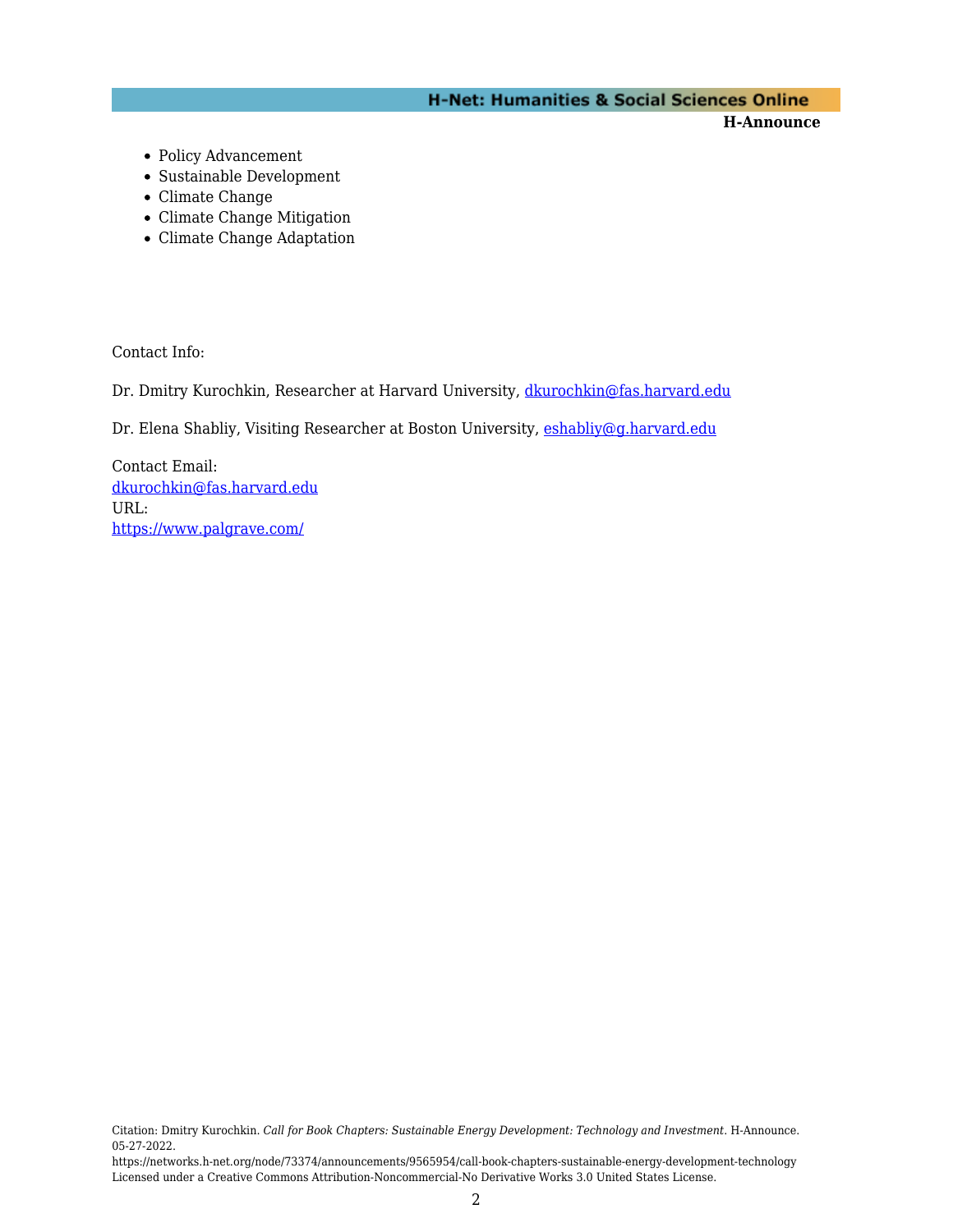- Policy Advancement
- Sustainable Development
- Climate Change
- Climate Change Mitigation
- Climate Change Adaptation

Contact Info:

Dr. Dmitry Kurochkin, Researcher at Harvard University, dkurochkin@fas.harvard.edu

Dr. Elena Shabliy, Visiting Researcher at Boston University, eshabliy@g.harvard.edu

Contact Email:
dkurochkin@fas.harvard.edu
URL:
https://www.palgrave.com/

Citation: Dmitry Kurochkin. *Call for Book Chapters: Sustainable Energy Development: Technology and Investment*. H-Announce. 05-27-2022.
https://networks.h-net.org/node/73374/announcements/9565954/call-book-chapters-sustainable-energy-development-technology
Licensed under a Creative Commons Attribution-Noncommercial-No Derivative Works 3.0 United States License.